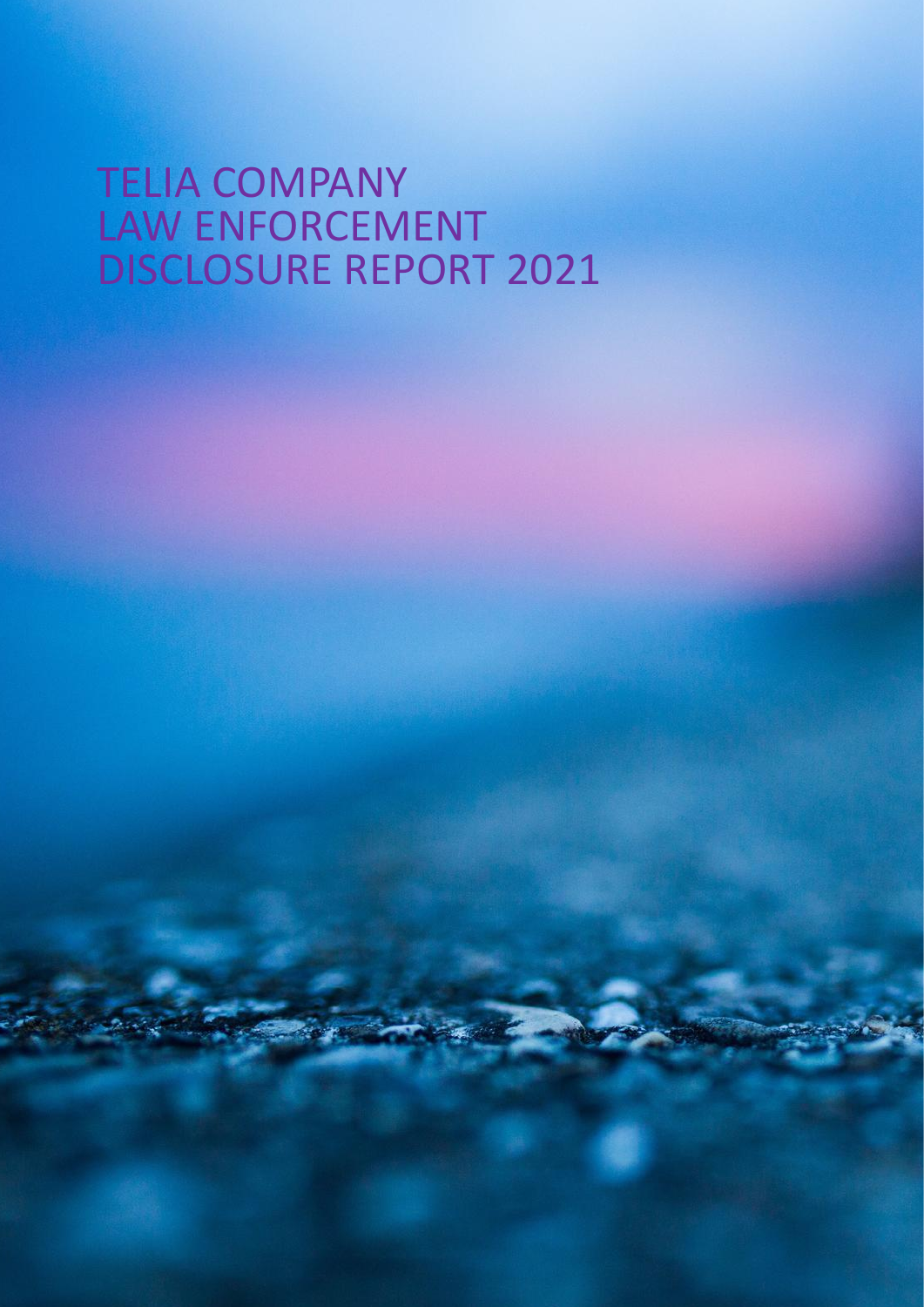# TELIA COMPANY LAW ENFORCEMENT DISCLOSURE REPORT 2021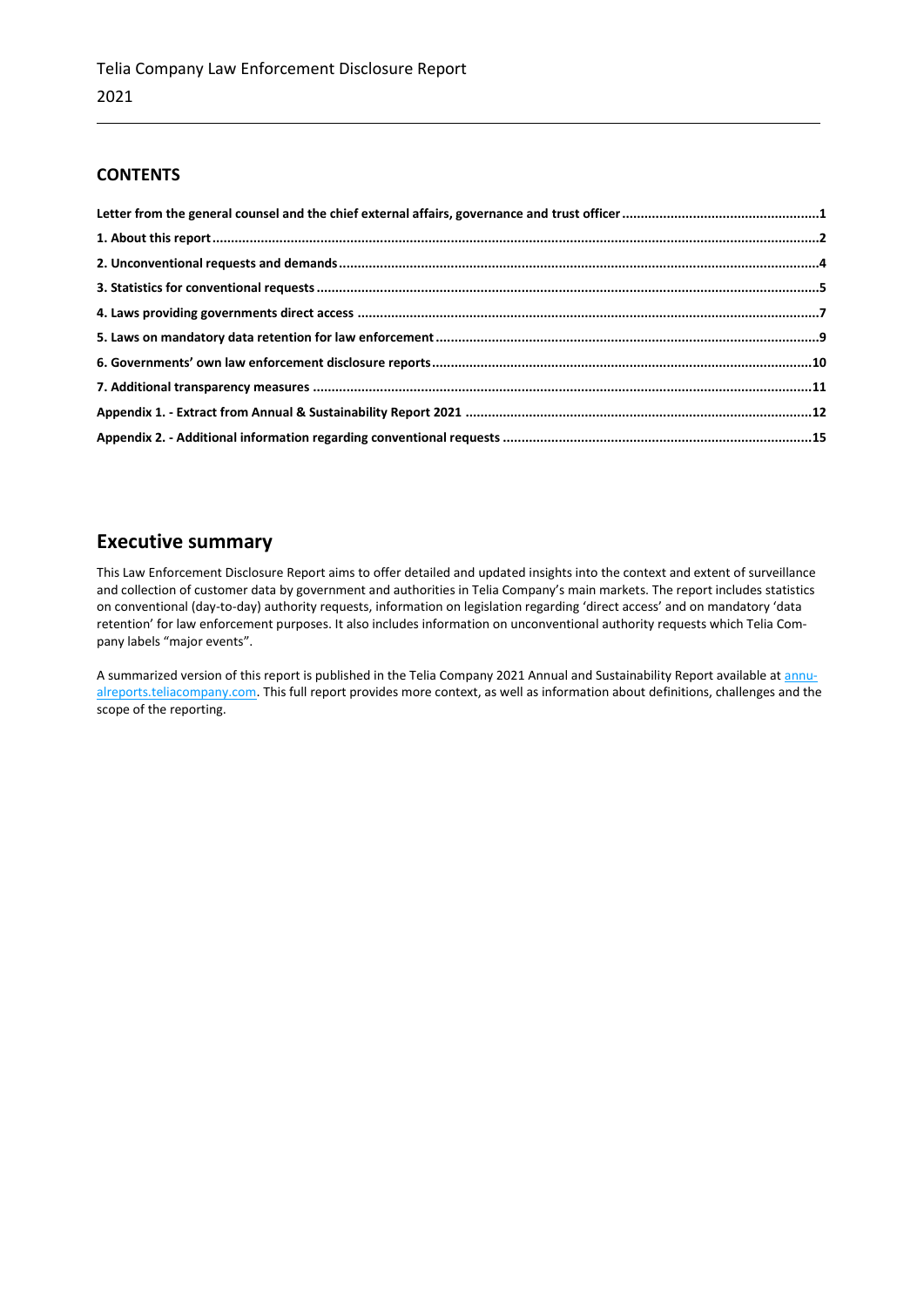## CONTENTS

**Letter from the general counsel and the chief external affairs, governance and trust officer .....1**
**1. About this report .....2**
**2. Unconventional requests and demands .....4**
**3. Statistics for conventional requests .....5**
**4. Laws providing governments direct access .....7**
**5. Laws on mandatory data retention for law enforcement .....9**
**6. Governments' own law enforcement disclosure reports .....10**
**7. Additional transparency measures .....11**
**Appendix 1. - Extract from Annual & Sustainability Report 2021 .....12**
**Appendix 2. - Additional information regarding conventional requests .....15**

## Executive summary

This Law Enforcement Disclosure Report aims to offer detailed and updated insights into the context and extent of surveillance and collection of customer data by government and authorities in Telia Company's main markets. The report includes statistics on conventional (day-to-day) authority requests, information on legislation regarding 'direct access' and on mandatory 'data retention' for law enforcement purposes. It also includes information on unconventional authority requests which Telia Company labels "major events".

A summarized version of this report is published in the Telia Company 2021 Annual and Sustainability Report available at annualreports.teliacompany.com. This full report provides more context, as well as information about definitions, challenges and the scope of the reporting.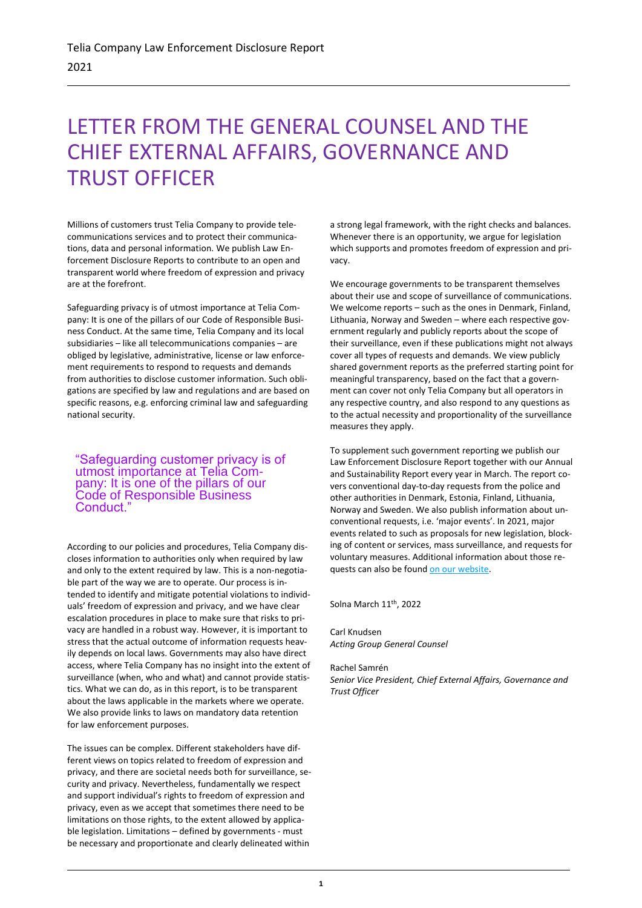# LETTER FROM THE GENERAL COUNSEL AND THE CHIEF EXTERNAL AFFAIRS, GOVERNANCE AND TRUST OFFICER

Millions of customers trust Telia Company to provide telecommunications services and to protect their communications, data and personal information. We publish Law Enforcement Disclosure Reports to contribute to an open and transparent world where freedom of expression and privacy are at the forefront.

Safeguarding privacy is of utmost importance at Telia Company: It is one of the pillars of our Code of Responsible Business Conduct. At the same time, Telia Company and its local subsidiaries – like all telecommunications companies – are obliged by legislative, administrative, license or law enforcement requirements to respond to requests and demands from authorities to disclose customer information. Such obligations are specified by law and regulations and are based on specific reasons, e.g. enforcing criminal law and safeguarding national security.

> "Safeguarding customer privacy is of utmost importance at Telia Company: It is one of the pillars of our Code of Responsible Business Conduct."

According to our policies and procedures, Telia Company discloses information to authorities only when required by law and only to the extent required by law. This is a non-negotiable part of the way we are to operate. Our process is intended to identify and mitigate potential violations to individuals' freedom of expression and privacy, and we have clear escalation procedures in place to make sure that risks to privacy are handled in a robust way. However, it is important to stress that the actual outcome of information requests heavily depends on local laws. Governments may also have direct access, where Telia Company has no insight into the extent of surveillance (when, who and what) and cannot provide statistics. What we can do, as in this report, is to be transparent about the laws applicable in the markets where we operate. We also provide links to laws on mandatory data retention for law enforcement purposes.

The issues can be complex. Different stakeholders have different views on topics related to freedom of expression and privacy, and there are societal needs both for surveillance, security and privacy. Nevertheless, fundamentally we respect and support individual's rights to freedom of expression and privacy, even as we accept that sometimes there need to be limitations on those rights, to the extent allowed by applicable legislation. Limitations – defined by governments - must be necessary and proportionate and clearly delineated within a strong legal framework, with the right checks and balances. Whenever there is an opportunity, we argue for legislation which supports and promotes freedom of expression and privacy.

We encourage governments to be transparent themselves about their use and scope of surveillance of communications. We welcome reports – such as the ones in Denmark, Finland, Lithuania, Norway and Sweden – where each respective government regularly and publicly reports about the scope of their surveillance, even if these publications might not always cover all types of requests and demands. We view publicly shared government reports as the preferred starting point for meaningful transparency, based on the fact that a government can cover not only Telia Company but all operators in any respective country, and also respond to any questions as to the actual necessity and proportionality of the surveillance measures they apply.

To supplement such government reporting we publish our Law Enforcement Disclosure Report together with our Annual and Sustainability Report every year in March. The report covers conventional day-to-day requests from the police and other authorities in Denmark, Estonia, Finland, Lithuania, Norway and Sweden. We also publish information about unconventional requests, i.e. 'major events'. In 2021, major events related to such as proposals for new legislation, blocking of content or services, mass surveillance, and requests for voluntary measures. Additional information about those requests can also be found on our website.

Solna March 11th, 2022

Carl Knudsen
*Acting Group General Counsel*

Rachel Samrén
*Senior Vice President, Chief External Affairs, Governance and Trust Officer*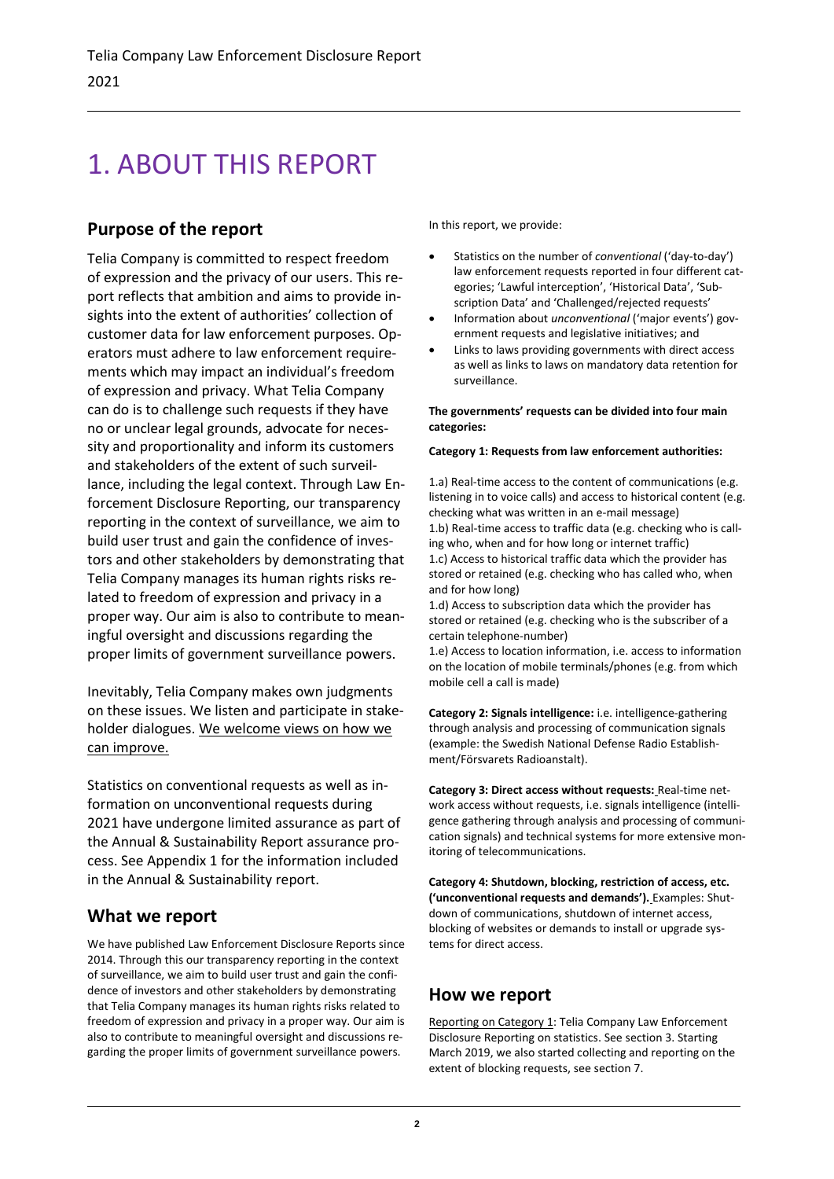# 1. ABOUT THIS REPORT

## Purpose of the report

Telia Company is committed to respect freedom of expression and the privacy of our users. This report reflects that ambition and aims to provide insights into the extent of authorities' collection of customer data for law enforcement purposes. Operators must adhere to law enforcement requirements which may impact an individual's freedom of expression and privacy. What Telia Company can do is to challenge such requests if they have no or unclear legal grounds, advocate for necessity and proportionality and inform its customers and stakeholders of the extent of such surveillance, including the legal context. Through Law Enforcement Disclosure Reporting, our transparency reporting in the context of surveillance, we aim to build user trust and gain the confidence of investors and other stakeholders by demonstrating that Telia Company manages its human rights risks related to freedom of expression and privacy in a proper way. Our aim is also to contribute to meaningful oversight and discussions regarding the proper limits of government surveillance powers.

Inevitably, Telia Company makes own judgments on these issues. We listen and participate in stakeholder dialogues. We welcome views on how we can improve.

Statistics on conventional requests as well as information on unconventional requests during 2021 have undergone limited assurance as part of the Annual & Sustainability Report assurance process. See Appendix 1 for the information included in the Annual & Sustainability report.

## What we report

We have published Law Enforcement Disclosure Reports since 2014. Through this our transparency reporting in the context of surveillance, we aim to build user trust and gain the confidence of investors and other stakeholders by demonstrating that Telia Company manages its human rights risks related to freedom of expression and privacy in a proper way. Our aim is also to contribute to meaningful oversight and discussions regarding the proper limits of government surveillance powers.

In this report, we provide:

- Statistics on the number of *conventional* ('day-to-day') law enforcement requests reported in four different categories; 'Lawful interception', 'Historical Data', 'Subscription Data' and 'Challenged/rejected requests'
- Information about *unconventional* ('major events') government requests and legislative initiatives; and
- Links to laws providing governments with direct access as well as links to laws on mandatory data retention for surveillance.

**The governments' requests can be divided into four main categories:**

**Category 1: Requests from law enforcement authorities:**

1.a) Real-time access to the content of communications (e.g. listening in to voice calls) and access to historical content (e.g. checking what was written in an e-mail message)
1.b) Real-time access to traffic data (e.g. checking who is calling who, when and for how long or internet traffic)
1.c) Access to historical traffic data which the provider has stored or retained (e.g. checking who has called who, when and for how long)
1.d) Access to subscription data which the provider has stored or retained (e.g. checking who is the subscriber of a certain telephone-number)
1.e) Access to location information, i.e. access to information on the location of mobile terminals/phones (e.g. from which mobile cell a call is made)

**Category 2: Signals intelligence:** i.e. intelligence-gathering through analysis and processing of communication signals (example: the Swedish National Defense Radio Establishment/Försvarets Radioanstalt).

**Category 3: Direct access without requests:** Real-time network access without requests, i.e. signals intelligence (intelligence gathering through analysis and processing of communication signals) and technical systems for more extensive monitoring of telecommunications.

**Category 4: Shutdown, blocking, restriction of access, etc. ('unconventional requests and demands').** Examples: Shutdown of communications, shutdown of internet access, blocking of websites or demands to install or upgrade systems for direct access.

## How we report

Reporting on Category 1: Telia Company Law Enforcement Disclosure Reporting on statistics. See section 3. Starting March 2019, we also started collecting and reporting on the extent of blocking requests, see section 7.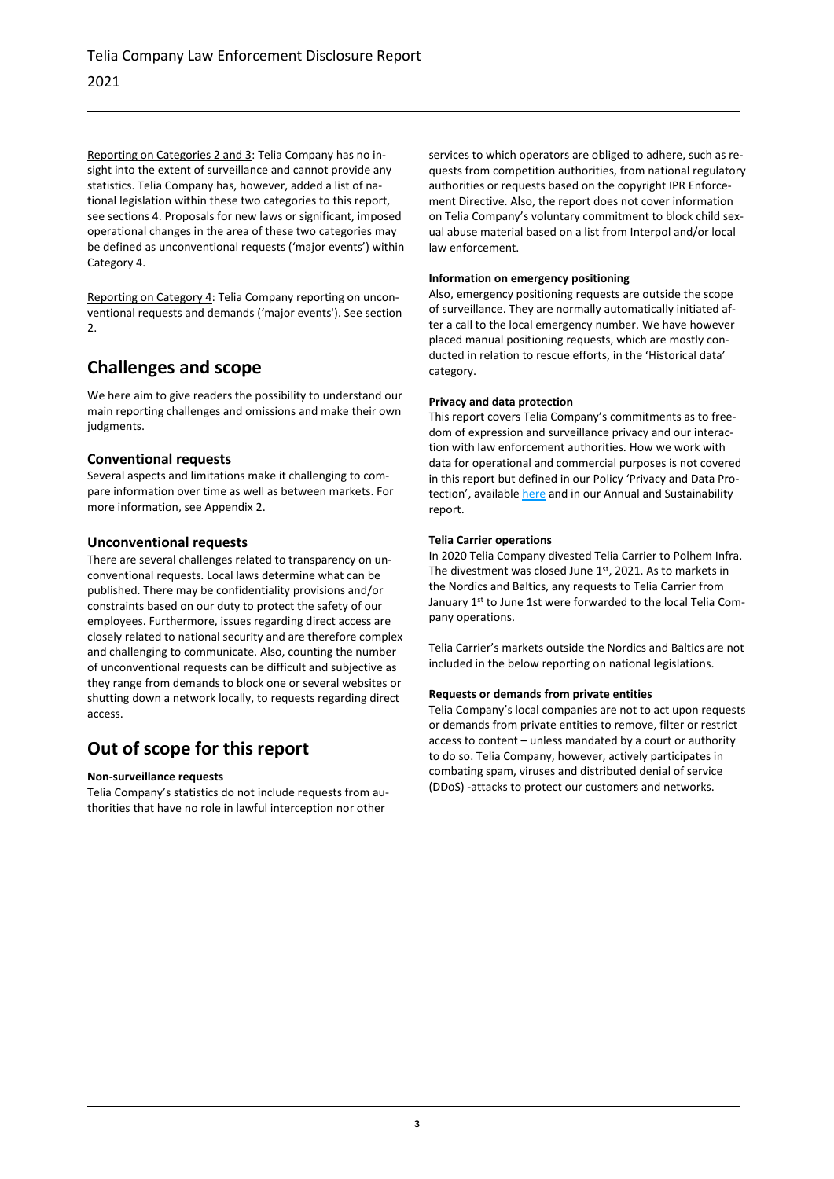Reporting on Categories 2 and 3: Telia Company has no insight into the extent of surveillance and cannot provide any statistics. Telia Company has, however, added a list of national legislation within these two categories to this report, see sections 4. Proposals for new laws or significant, imposed operational changes in the area of these two categories may be defined as unconventional requests ('major events') within Category 4.

Reporting on Category 4: Telia Company reporting on unconventional requests and demands ('major events'). See section 2.

## Challenges and scope

We here aim to give readers the possibility to understand our main reporting challenges and omissions and make their own judgments.

### Conventional requests

Several aspects and limitations make it challenging to compare information over time as well as between markets. For more information, see Appendix 2.

### Unconventional requests

There are several challenges related to transparency on unconventional requests. Local laws determine what can be published. There may be confidentiality provisions and/or constraints based on our duty to protect the safety of our employees. Furthermore, issues regarding direct access are closely related to national security and are therefore complex and challenging to communicate. Also, counting the number of unconventional requests can be difficult and subjective as they range from demands to block one or several websites or shutting down a network locally, to requests regarding direct access.

## Out of scope for this report

**Non-surveillance requests**

Telia Company's statistics do not include requests from authorities that have no role in lawful interception nor other services to which operators are obliged to adhere, such as requests from competition authorities, from national regulatory authorities or requests based on the copyright IPR Enforcement Directive. Also, the report does not cover information on Telia Company's voluntary commitment to block child sexual abuse material based on a list from Interpol and/or local law enforcement.

**Information on emergency positioning**

Also, emergency positioning requests are outside the scope of surveillance. They are normally automatically initiated after a call to the local emergency number. We have however placed manual positioning requests, which are mostly conducted in relation to rescue efforts, in the 'Historical data' category.

**Privacy and data protection**

This report covers Telia Company's commitments as to freedom of expression and surveillance privacy and our interaction with law enforcement authorities. How we work with data for operational and commercial purposes is not covered in this report but defined in our Policy 'Privacy and Data Protection', available here and in our Annual and Sustainability report.

**Telia Carrier operations**

In 2020 Telia Company divested Telia Carrier to Polhem Infra. The divestment was closed June 1st, 2021. As to markets in the Nordics and Baltics, any requests to Telia Carrier from January 1st to June 1st were forwarded to the local Telia Company operations.

Telia Carrier's markets outside the Nordics and Baltics are not included in the below reporting on national legislations.

**Requests or demands from private entities**

Telia Company's local companies are not to act upon requests or demands from private entities to remove, filter or restrict access to content – unless mandated by a court or authority to do so. Telia Company, however, actively participates in combating spam, viruses and distributed denial of service (DDoS) -attacks to protect our customers and networks.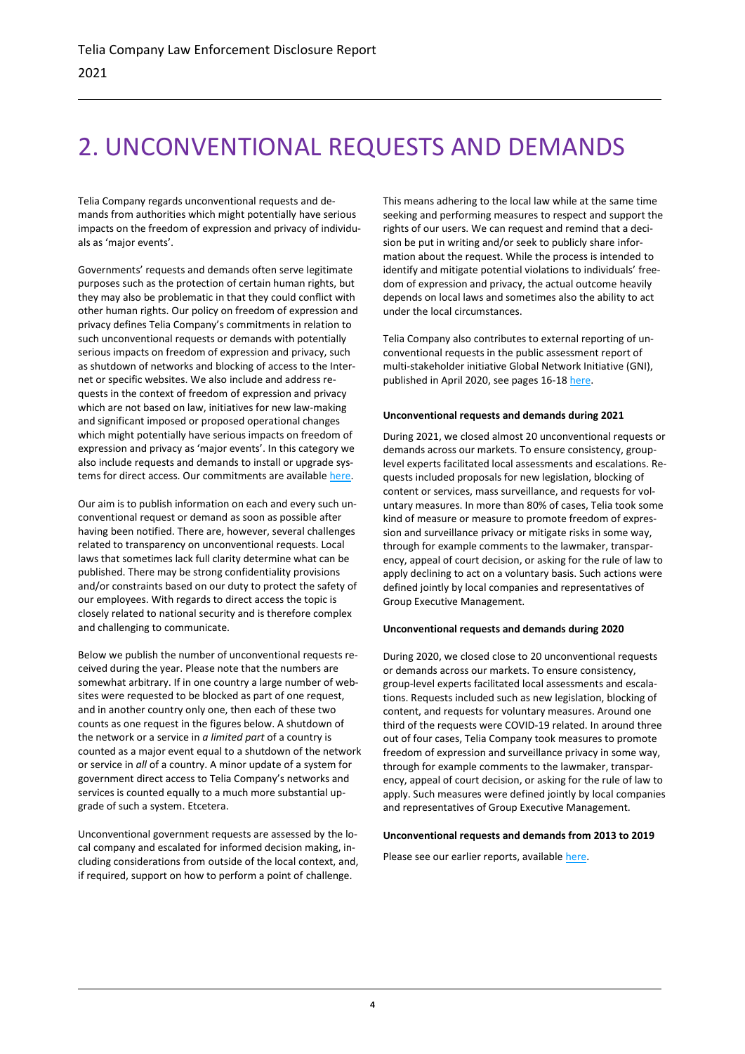# 2. UNCONVENTIONAL REQUESTS AND DEMANDS

Telia Company regards unconventional requests and demands from authorities which might potentially have serious impacts on the freedom of expression and privacy of individuals as 'major events'.

Governments' requests and demands often serve legitimate purposes such as the protection of certain human rights, but they may also be problematic in that they could conflict with other human rights. Our policy on freedom of expression and privacy defines Telia Company's commitments in relation to such unconventional requests or demands with potentially serious impacts on freedom of expression and privacy, such as shutdown of networks and blocking of access to the Internet or specific websites. We also include and address requests in the context of freedom of expression and privacy which are not based on law, initiatives for new law-making and significant imposed or proposed operational changes which might potentially have serious impacts on freedom of expression and privacy as 'major events'. In this category we also include requests and demands to install or upgrade systems for direct access. Our commitments are available here.

Our aim is to publish information on each and every such unconventional request or demand as soon as possible after having been notified. There are, however, several challenges related to transparency on unconventional requests. Local laws that sometimes lack full clarity determine what can be published. There may be strong confidentiality provisions and/or constraints based on our duty to protect the safety of our employees. With regards to direct access the topic is closely related to national security and is therefore complex and challenging to communicate.

Below we publish the number of unconventional requests received during the year. Please note that the numbers are somewhat arbitrary. If in one country a large number of websites were requested to be blocked as part of one request, and in another country only one, then each of these two counts as one request in the figures below. A shutdown of the network or a service in *a limited part* of a country is counted as a major event equal to a shutdown of the network or service in *all* of a country. A minor update of a system for government direct access to Telia Company's networks and services is counted equally to a much more substantial upgrade of such a system. Etcetera.

Unconventional government requests are assessed by the local company and escalated for informed decision making, including considerations from outside of the local context, and, if required, support on how to perform a point of challenge.

This means adhering to the local law while at the same time seeking and performing measures to respect and support the rights of our users. We can request and remind that a decision be put in writing and/or seek to publicly share information about the request. While the process is intended to identify and mitigate potential violations to individuals' freedom of expression and privacy, the actual outcome heavily depends on local laws and sometimes also the ability to act under the local circumstances.

Telia Company also contributes to external reporting of unconventional requests in the public assessment report of multi-stakeholder initiative Global Network Initiative (GNI), published in April 2020, see pages 16-18 here.

**Unconventional requests and demands during 2021**

During 2021, we closed almost 20 unconventional requests or demands across our markets. To ensure consistency, group-level experts facilitated local assessments and escalations. Requests included proposals for new legislation, blocking of content or services, mass surveillance, and requests for voluntary measures. In more than 80% of cases, Telia took some kind of measure or measure to promote freedom of expression and surveillance privacy or mitigate risks in some way, through for example comments to the lawmaker, transparency, appeal of court decision, or asking for the rule of law to apply declining to act on a voluntary basis. Such actions were defined jointly by local companies and representatives of Group Executive Management.

**Unconventional requests and demands during 2020**

During 2020, we closed close to 20 unconventional requests or demands across our markets. To ensure consistency, group-level experts facilitated local assessments and escalations. Requests included such as new legislation, blocking of content, and requests for voluntary measures. Around one third of the requests were COVID-19 related. In around three out of four cases, Telia Company took measures to promote freedom of expression and surveillance privacy in some way, through for example comments to the lawmaker, transparency, appeal of court decision, or asking for the rule of law to apply. Such measures were defined jointly by local companies and representatives of Group Executive Management.

**Unconventional requests and demands from 2013 to 2019**

Please see our earlier reports, available here.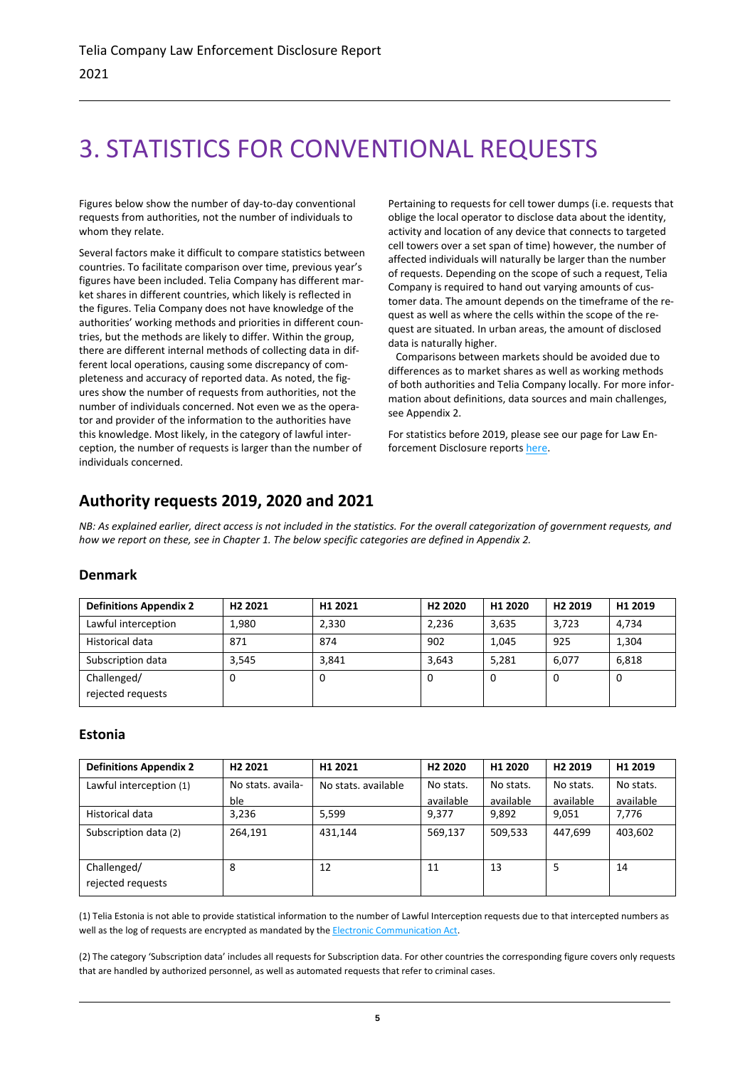# 3. STATISTICS FOR CONVENTIONAL REQUESTS

Figures below show the number of day-to-day conventional requests from authorities, not the number of individuals to whom they relate.

Several factors make it difficult to compare statistics between countries. To facilitate comparison over time, previous year's figures have been included. Telia Company has different market shares in different countries, which likely is reflected in the figures. Telia Company does not have knowledge of the authorities' working methods and priorities in different countries, but the methods are likely to differ. Within the group, there are different internal methods of collecting data in different local operations, causing some discrepancy of completeness and accuracy of reported data. As noted, the figures show the number of requests from authorities, not the number of individuals concerned. Not even we as the operator and provider of the information to the authorities have this knowledge. Most likely, in the category of lawful interception, the number of requests is larger than the number of individuals concerned.

Pertaining to requests for cell tower dumps (i.e. requests that oblige the local operator to disclose data about the identity, activity and location of any device that connects to targeted cell towers over a set span of time) however, the number of affected individuals will naturally be larger than the number of requests. Depending on the scope of such a request, Telia Company is required to hand out varying amounts of customer data. The amount depends on the timeframe of the request as well as where the cells within the scope of the request are situated. In urban areas, the amount of disclosed data is naturally higher.

Comparisons between markets should be avoided due to differences as to market shares as well as working methods of both authorities and Telia Company locally. For more information about definitions, data sources and main challenges, see Appendix 2.

For statistics before 2019, please see our page for Law Enforcement Disclosure reports here.

## Authority requests 2019, 2020 and 2021

*NB: As explained earlier, direct access is not included in the statistics. For the overall categorization of government requests, and how we report on these, see in Chapter 1. The below specific categories are defined in Appendix 2.*

### Denmark

| Definitions Appendix 2 | H2 2021 | H1 2021 | H2 2020 | H1 2020 | H2 2019 | H1 2019 |
|---|---|---|---|---|---|---|
| Lawful interception | 1,980 | 2,330 | 2,236 | 3,635 | 3,723 | 4,734 |
| Historical data | 871 | 874 | 902 | 1,045 | 925 | 1,304 |
| Subscription data | 3,545 | 3,841 | 3,643 | 5,281 | 6,077 | 6,818 |
| Challenged/ rejected requests | 0 | 0 | 0 | 0 | 0 | 0 |

### Estonia

| Definitions Appendix 2 | H2 2021 | H1 2021 | H2 2020 | H1 2020 | H2 2019 | H1 2019 |
|---|---|---|---|---|---|---|
| Lawful interception (1) | No stats. available | No stats. available | No stats. available | No stats. available | No stats. available | No stats. available |
| Historical data | 3,236 | 5,599 | 9,377 | 9,892 | 9,051 | 7,776 |
| Subscription data (2) | 264,191 | 431,144 | 569,137 | 509,533 | 447,699 | 403,602 |
| Challenged/ rejected requests | 8 | 12 | 11 | 13 | 5 | 14 |

(1) Telia Estonia is not able to provide statistical information to the number of Lawful Interception requests due to that intercepted numbers as well as the log of requests are encrypted as mandated by the Electronic Communication Act.

(2) The category 'Subscription data' includes all requests for Subscription data. For other countries the corresponding figure covers only requests that are handled by authorized personnel, as well as automated requests that refer to criminal cases.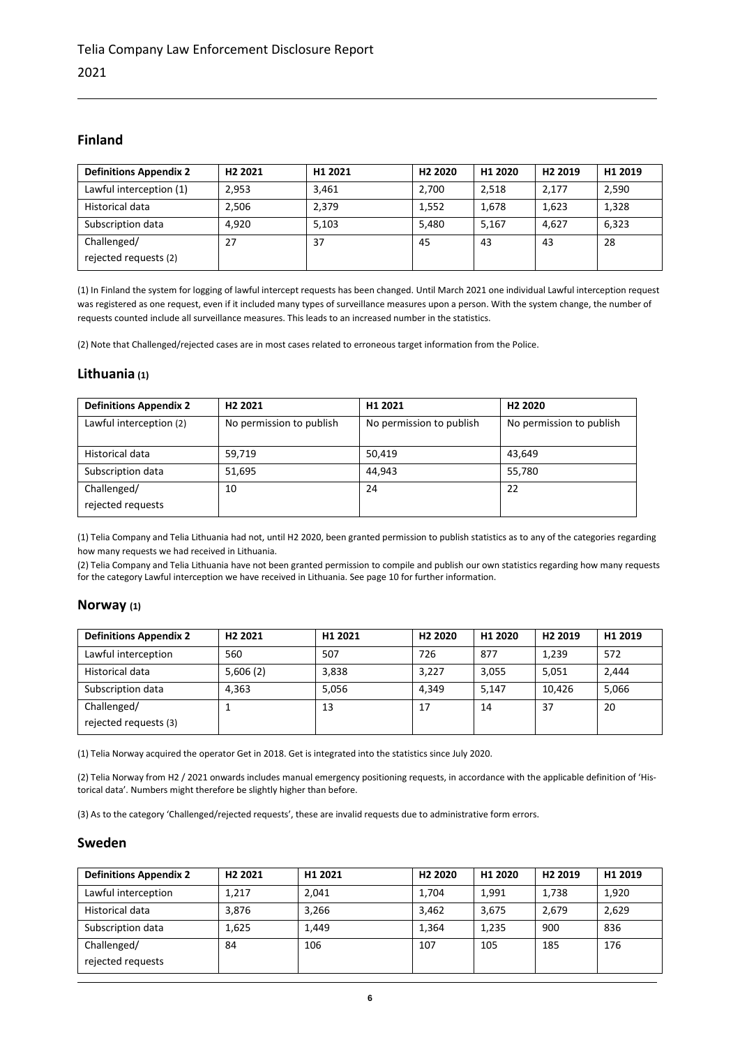## Finland

| Definitions Appendix 2 | H2 2021 | H1 2021 | H2 2020 | H1 2020 | H2 2019 | H1 2019 |
|---|---|---|---|---|---|---|
| Lawful interception (1) | 2,953 | 3,461 | 2,700 | 2,518 | 2,177 | 2,590 |
| Historical data | 2,506 | 2,379 | 1,552 | 1,678 | 1,623 | 1,328 |
| Subscription data | 4,920 | 5,103 | 5,480 | 5,167 | 4,627 | 6,323 |
| Challenged/ rejected requests (2) | 27 | 37 | 45 | 43 | 43 | 28 |

(1) In Finland the system for logging of lawful intercept requests has been changed. Until March 2021 one individual Lawful interception request was registered as one request, even if it included many types of surveillance measures upon a person. With the system change, the number of requests counted include all surveillance measures. This leads to an increased number in the statistics.

(2) Note that Challenged/rejected cases are in most cases related to erroneous target information from the Police.

## Lithuania (1)

| Definitions Appendix 2 | H2 2021 | H1 2021 | H2 2020 |
|---|---|---|---|
| Lawful interception (2) | No permission to publish | No permission to publish | No permission to publish |
| Historical data | 59,719 | 50,419 | 43,649 |
| Subscription data | 51,695 | 44,943 | 55,780 |
| Challenged/ rejected requests | 10 | 24 | 22 |

(1) Telia Company and Telia Lithuania had not, until H2 2020, been granted permission to publish statistics as to any of the categories regarding how many requests we had received in Lithuania.

(2) Telia Company and Telia Lithuania have not been granted permission to compile and publish our own statistics regarding how many requests for the category Lawful interception we have received in Lithuania. See page 10 for further information.

## Norway (1)

| Definitions Appendix 2 | H2 2021 | H1 2021 | H2 2020 | H1 2020 | H2 2019 | H1 2019 |
|---|---|---|---|---|---|---|
| Lawful interception | 560 | 507 | 726 | 877 | 1,239 | 572 |
| Historical data | 5,606 (2) | 3,838 | 3,227 | 3,055 | 5,051 | 2,444 |
| Subscription data | 4,363 | 5,056 | 4,349 | 5,147 | 10,426 | 5,066 |
| Challenged/ rejected requests (3) | 1 | 13 | 17 | 14 | 37 | 20 |

(1) Telia Norway acquired the operator Get in 2018. Get is integrated into the statistics since July 2020.

(2) Telia Norway from H2 / 2021 onwards includes manual emergency positioning requests, in accordance with the applicable definition of 'Historical data'. Numbers might therefore be slightly higher than before.

(3) As to the category 'Challenged/rejected requests', these are invalid requests due to administrative form errors.

## Sweden

| Definitions Appendix 2 | H2 2021 | H1 2021 | H2 2020 | H1 2020 | H2 2019 | H1 2019 |
|---|---|---|---|---|---|---|
| Lawful interception | 1,217 | 2,041 | 1,704 | 1,991 | 1,738 | 1,920 |
| Historical data | 3,876 | 3,266 | 3,462 | 3,675 | 2,679 | 2,629 |
| Subscription data | 1,625 | 1,449 | 1,364 | 1,235 | 900 | 836 |
| Challenged/ rejected requests | 84 | 106 | 107 | 105 | 185 | 176 |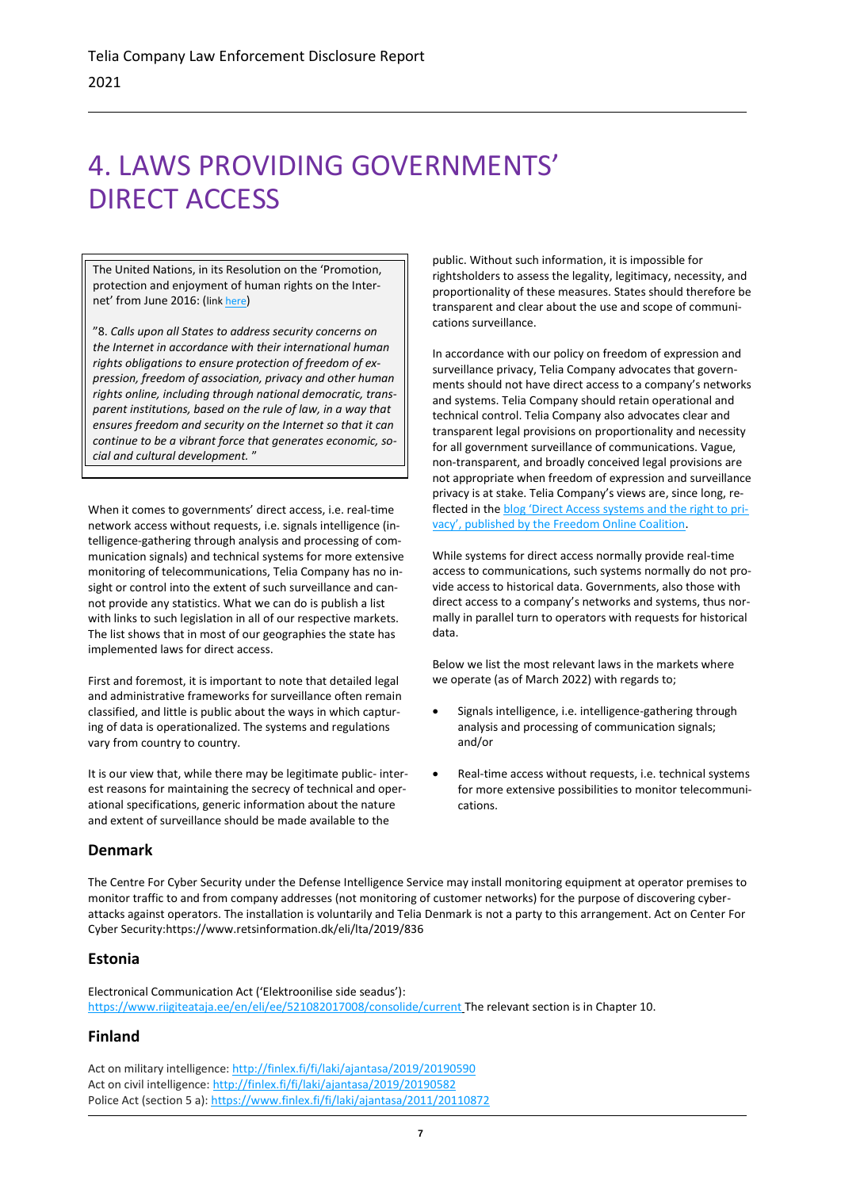# 4. LAWS PROVIDING GOVERNMENTS' DIRECT ACCESS

> The United Nations, in its Resolution on the 'Promotion, protection and enjoyment of human rights on the Internet' from June 2016: (link here)
>
> "8. *Calls upon all States to address security concerns on the Internet in accordance with their international human rights obligations to ensure protection of freedom of expression, freedom of association, privacy and other human rights online, including through national democratic, transparent institutions, based on the rule of law, in a way that ensures freedom and security on the Internet so that it can continue to be a vibrant force that generates economic, social and cultural development.* "

When it comes to governments' direct access, i.e. real-time network access without requests, i.e. signals intelligence (intelligence-gathering through analysis and processing of communication signals) and technical systems for more extensive monitoring of telecommunications, Telia Company has no insight or control into the extent of such surveillance and cannot provide any statistics. What we can do is publish a list with links to such legislation in all of our respective markets. The list shows that in most of our geographies the state has implemented laws for direct access.

First and foremost, it is important to note that detailed legal and administrative frameworks for surveillance often remain classified, and little is public about the ways in which capturing of data is operationalized. The systems and regulations vary from country to country.

It is our view that, while there may be legitimate public- interest reasons for maintaining the secrecy of technical and operational specifications, generic information about the nature and extent of surveillance should be made available to the public. Without such information, it is impossible for rightsholders to assess the legality, legitimacy, necessity, and proportionality of these measures. States should therefore be transparent and clear about the use and scope of communications surveillance.

In accordance with our policy on freedom of expression and surveillance privacy, Telia Company advocates that governments should not have direct access to a company's networks and systems. Telia Company should retain operational and technical control. Telia Company also advocates clear and transparent legal provisions on proportionality and necessity for all government surveillance of communications. Vague, non-transparent, and broadly conceived legal provisions are not appropriate when freedom of expression and surveillance privacy is at stake. Telia Company's views are, since long, reflected in the blog 'Direct Access systems and the right to privacy', published by the Freedom Online Coalition.

While systems for direct access normally provide real-time access to communications, such systems normally do not provide access to historical data. Governments, also those with direct access to a company's networks and systems, thus normally in parallel turn to operators with requests for historical data.

Below we list the most relevant laws in the markets where we operate (as of March 2022) with regards to;

- Signals intelligence, i.e. intelligence-gathering through analysis and processing of communication signals; and/or
- Real-time access without requests, i.e. technical systems for more extensive possibilities to monitor telecommunications.

### Denmark

The Centre For Cyber Security under the Defense Intelligence Service may install monitoring equipment at operator premises to monitor traffic to and from company addresses (not monitoring of customer networks) for the purpose of discovering cyber-attacks against operators. The installation is voluntarily and Telia Denmark is not a party to this arrangement. Act on Center For Cyber Security:https://www.retsinformation.dk/eli/lta/2019/836

### Estonia

Electronical Communication Act ('Elektroonilise side seadus'):
https://www.riigiteataja.ee/en/eli/ee/521082017008/consolide/current The relevant section is in Chapter 10.

### Finland

Act on military intelligence: http://finlex.fi/fi/laki/ajantasa/2019/20190590
Act on civil intelligence: http://finlex.fi/fi/laki/ajantasa/2019/20190582
Police Act (section 5 a): https://www.finlex.fi/fi/laki/ajantasa/2011/20110872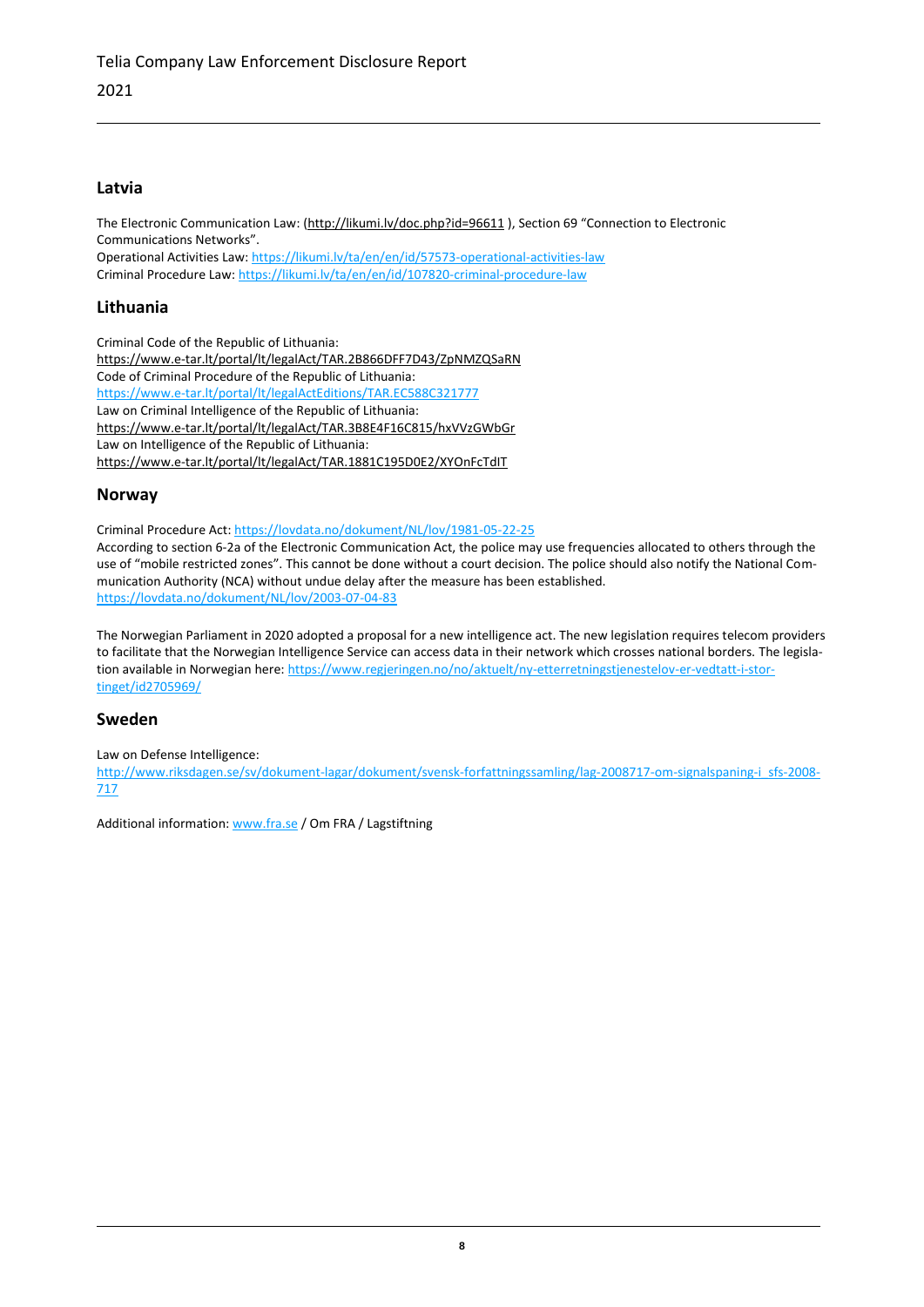## Latvia

The Electronic Communication Law: (http://likumi.lv/doc.php?id=96611 ), Section 69 "Connection to Electronic Communications Networks".
Operational Activities Law: https://likumi.lv/ta/en/en/id/57573-operational-activities-law
Criminal Procedure Law: https://likumi.lv/ta/en/en/id/107820-criminal-procedure-law

## Lithuania

Criminal Code of the Republic of Lithuania:
https://www.e-tar.lt/portal/lt/legalAct/TAR.2B866DFF7D43/ZpNMZQSaRN
Code of Criminal Procedure of the Republic of Lithuania:
https://www.e-tar.lt/portal/lt/legalActEditions/TAR.EC588C321777
Law on Criminal Intelligence of the Republic of Lithuania:
https://www.e-tar.lt/portal/lt/legalAct/TAR.3B8E4F16C815/hxVVzGWbGr
Law on Intelligence of the Republic of Lithuania:
https://www.e-tar.lt/portal/lt/legalAct/TAR.1881C195D0E2/XYOnFcTdIT

## Norway

Criminal Procedure Act: https://lovdata.no/dokument/NL/lov/1981-05-22-25
According to section 6-2a of the Electronic Communication Act, the police may use frequencies allocated to others through the use of "mobile restricted zones". This cannot be done without a court decision. The police should also notify the National Communication Authority (NCA) without undue delay after the measure has been established.
https://lovdata.no/dokument/NL/lov/2003-07-04-83

The Norwegian Parliament in 2020 adopted a proposal for a new intelligence act. The new legislation requires telecom providers to facilitate that the Norwegian Intelligence Service can access data in their network which crosses national borders. The legislation available in Norwegian here: https://www.regjeringen.no/no/aktuelt/ny-etterretningstjenestelov-er-vedtatt-i-stortinget/id2705969/

## Sweden

Law on Defense Intelligence:
http://www.riksdagen.se/sv/dokument-lagar/dokument/svensk-forfattningssamling/lag-2008717-om-signalspaning-i_sfs-2008-717

Additional information: www.fra.se / Om FRA / Lagstiftning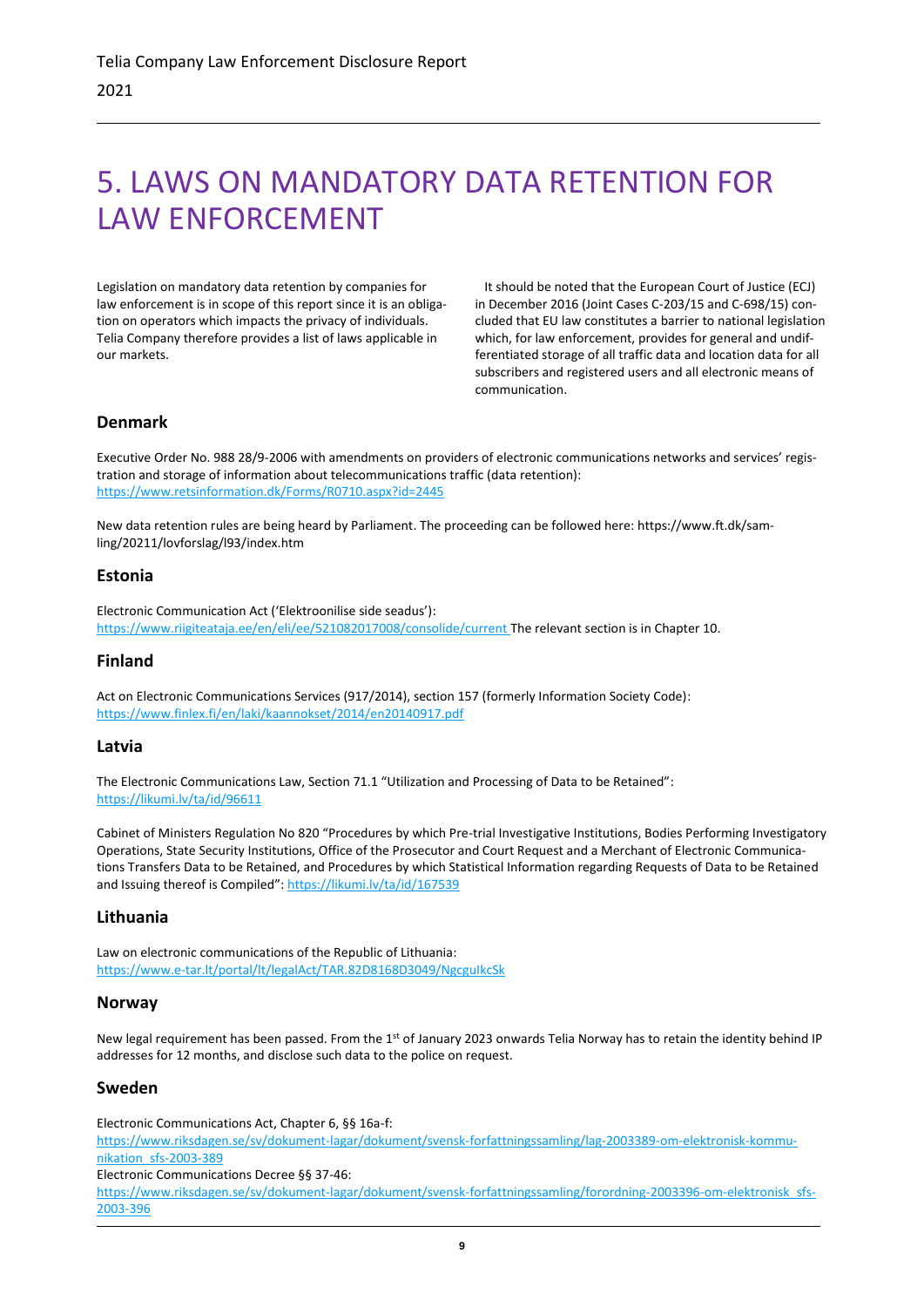# 5. LAWS ON MANDATORY DATA RETENTION FOR LAW ENFORCEMENT

Legislation on mandatory data retention by companies for law enforcement is in scope of this report since it is an obligation on operators which impacts the privacy of individuals. Telia Company therefore provides a list of laws applicable in our markets.

It should be noted that the European Court of Justice (ECJ) in December 2016 (Joint Cases C-203/15 and C-698/15) concluded that EU law constitutes a barrier to national legislation which, for law enforcement, provides for general and undifferentiated storage of all traffic data and location data for all subscribers and registered users and all electronic means of communication.

## Denmark

Executive Order No. 988 28/9-2006 with amendments on providers of electronic communications networks and services' registration and storage of information about telecommunications traffic (data retention): https://www.retsinformation.dk/Forms/R0710.aspx?id=2445

New data retention rules are being heard by Parliament. The proceeding can be followed here: https://www.ft.dk/samling/20211/lovforslag/l93/index.htm

## Estonia

Electronic Communication Act ('Elektroonilise side seadus'): https://www.riigiteataja.ee/en/eli/ee/521082017008/consolide/current The relevant section is in Chapter 10.

## Finland

Act on Electronic Communications Services (917/2014), section 157 (formerly Information Society Code): https://www.finlex.fi/en/laki/kaannokset/2014/en20140917.pdf

## Latvia

The Electronic Communications Law, Section 71.1 "Utilization and Processing of Data to be Retained": https://likumi.lv/ta/id/96611

Cabinet of Ministers Regulation No 820 "Procedures by which Pre-trial Investigative Institutions, Bodies Performing Investigatory Operations, State Security Institutions, Office of the Prosecutor and Court Request and a Merchant of Electronic Communications Transfers Data to be Retained, and Procedures by which Statistical Information regarding Requests of Data to be Retained and Issuing thereof is Compiled": https://likumi.lv/ta/id/167539

## Lithuania

Law on electronic communications of the Republic of Lithuania: https://www.e-tar.lt/portal/lt/legalAct/TAR.82D8168D3049/NgcguIkcSk

## Norway

New legal requirement has been passed. From the 1st of January 2023 onwards Telia Norway has to retain the identity behind IP addresses for 12 months, and disclose such data to the police on request.

## Sweden

Electronic Communications Act, Chapter 6, §§ 16a-f: https://www.riksdagen.se/sv/dokument-lagar/dokument/svensk-forfattningssamling/lag-2003389-om-elektronisk-kommunikation_sfs-2003-389

Electronic Communications Decree §§ 37-46: https://www.riksdagen.se/sv/dokument-lagar/dokument/svensk-forfattningssamling/forordning-2003396-om-elektronisk_sfs-2003-396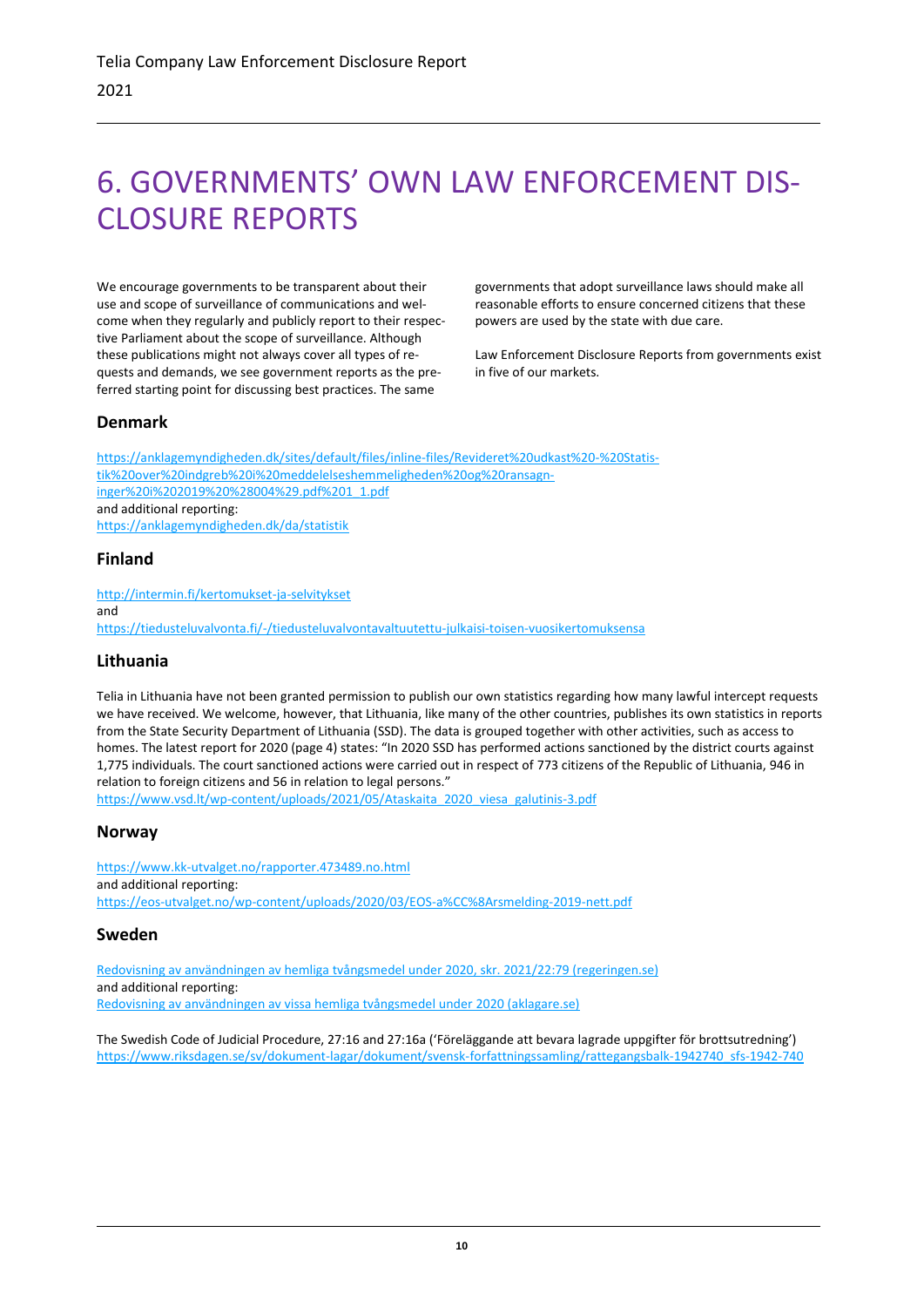# 6. GOVERNMENTS' OWN LAW ENFORCEMENT DISCLOSURE REPORTS

We encourage governments to be transparent about their use and scope of surveillance of communications and welcome when they regularly and publicly report to their respective Parliament about the scope of surveillance. Although these publications might not always cover all types of requests and demands, we see government reports as the preferred starting point for discussing best practices. The same governments that adopt surveillance laws should make all reasonable efforts to ensure concerned citizens that these powers are used by the state with due care.

Law Enforcement Disclosure Reports from governments exist in five of our markets.

## Denmark

https://anklagemyndigheden.dk/sites/default/files/inline-files/Revideret%20udkast%20-%20Statistik%20over%20indgreb%20i%20meddelelseshemmeligheden%20og%20ransagninger%20i%202019%20%28004%29.pdf%201_1.pdf
and additional reporting:
https://anklagemyndigheden.dk/da/statistik

## Finland

http://intermin.fi/kertomukset-ja-selvitykset
and
https://tiedusteluvalvonta.fi/-/tiedusteluvalvontavaltuutettu-julkaisi-toisen-vuosikertomuksensa

## Lithuania

Telia in Lithuania have not been granted permission to publish our own statistics regarding how many lawful intercept requests we have received. We welcome, however, that Lithuania, like many of the other countries, publishes its own statistics in reports from the State Security Department of Lithuania (SSD). The data is grouped together with other activities, such as access to homes. The latest report for 2020 (page 4) states: "In 2020 SSD has performed actions sanctioned by the district courts against 1,775 individuals. The court sanctioned actions were carried out in respect of 773 citizens of the Republic of Lithuania, 946 in relation to foreign citizens and 56 in relation to legal persons."
https://www.vsd.lt/wp-content/uploads/2021/05/Ataskaita_2020_viesa_galutinis-3.pdf

## Norway

https://www.kk-utvalget.no/rapporter.473489.no.html
and additional reporting:
https://eos-utvalget.no/wp-content/uploads/2020/03/EOS-a%CC%8Arsmelding-2019-nett.pdf

## Sweden

Redovisning av användningen av hemliga tvångsmedel under 2020, skr. 2021/22:79 (regeringen.se)
and additional reporting:
Redovisning av användningen av vissa hemliga tvångsmedel under 2020 (aklagare.se)

The Swedish Code of Judicial Procedure, 27:16 and 27:16a ('Föreläggande att bevara lagrade uppgifter för brottsutredning')
https://www.riksdagen.se/sv/dokument-lagar/dokument/svensk-forfattningssamling/rattegangsbalk-1942740_sfs-1942-740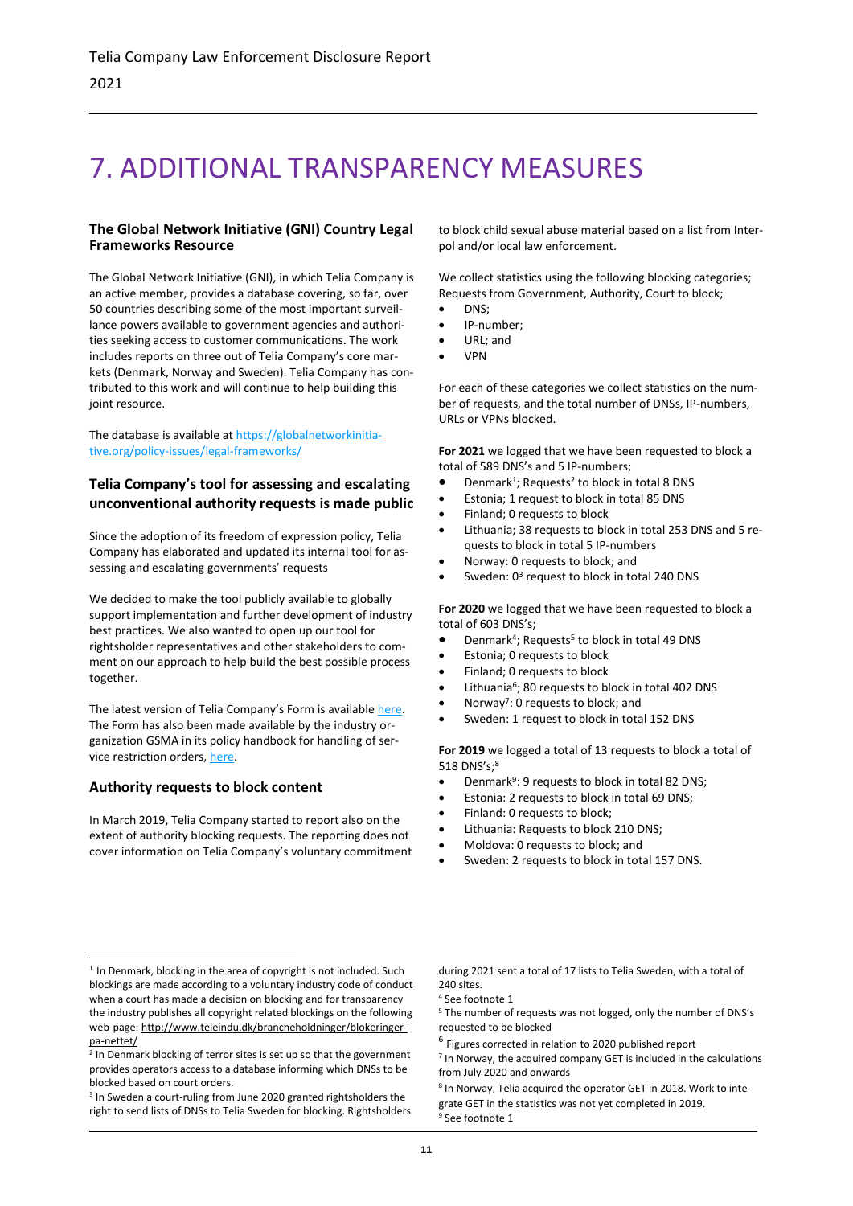# 7. ADDITIONAL TRANSPARENCY MEASURES

### The Global Network Initiative (GNI) Country Legal Frameworks Resource

The Global Network Initiative (GNI), in which Telia Company is an active member, provides a database covering, so far, over 50 countries describing some of the most important surveillance powers available to government agencies and authorities seeking access to customer communications. The work includes reports on three out of Telia Company's core markets (Denmark, Norway and Sweden). Telia Company has contributed to this work and will continue to help building this joint resource.

The database is available at https://globalnetworkinitiative.org/policy-issues/legal-frameworks/

### Telia Company's tool for assessing and escalating unconventional authority requests is made public

Since the adoption of its freedom of expression policy, Telia Company has elaborated and updated its internal tool for assessing and escalating governments' requests

We decided to make the tool publicly available to globally support implementation and further development of industry best practices. We also wanted to open up our tool for rightsholder representatives and other stakeholders to comment on our approach to help build the best possible process together.

The latest version of Telia Company's Form is available here. The Form has also been made available by the industry organization GSMA in its policy handbook for handling of service restriction orders, here.

### Authority requests to block content

In March 2019, Telia Company started to report also on the extent of authority blocking requests. The reporting does not cover information on Telia Company's voluntary commitment to block child sexual abuse material based on a list from Interpol and/or local law enforcement.

We collect statistics using the following blocking categories; Requests from Government, Authority, Court to block;

- DNS;
- IP-number;
- URL; and
- VPN

For each of these categories we collect statistics on the number of requests, and the total number of DNSs, IP-numbers, URLs or VPNs blocked.

**For 2021** we logged that we have been requested to block a total of 589 DNS's and 5 IP-numbers;

- Denmark[1]; Requests[2] to block in total 8 DNS
- Estonia; 1 request to block in total 85 DNS
- Finland; 0 requests to block
- Lithuania; 38 requests to block in total 253 DNS and 5 requests to block in total 5 IP-numbers
- Norway: 0 requests to block; and
- Sweden: 0[3] request to block in total 240 DNS

**For 2020** we logged that we have been requested to block a total of 603 DNS's;

- Denmark[4]; Requests[5] to block in total 49 DNS
- Estonia; 0 requests to block
- Finland; 0 requests to block
- Lithuania[6]; 80 requests to block in total 402 DNS
- Norway[7]: 0 requests to block; and
- Sweden: 1 request to block in total 152 DNS

**For 2019** we logged a total of 13 requests to block a total of 518 DNS's;[8]

- Denmark[9]: 9 requests to block in total 82 DNS;
- Estonia: 2 requests to block in total 69 DNS;
- Finland: 0 requests to block;
- Lithuania: Requests to block 210 DNS;
- Moldova: 0 requests to block; and
- Sweden: 2 requests to block in total 157 DNS.

---

[1] In Denmark, blocking in the area of copyright is not included. Such blockings are made according to a voluntary industry code of conduct when a court has made a decision on blocking and for transparency the industry publishes all copyright related blockings on the following web-page: http://www.teleindu.dk/brancheholdninger/blokeringer-pa-nettet/

[2] In Denmark blocking of terror sites is set up so that the government provides operators access to a database informing which DNSs to be blocked based on court orders.

[3] In Sweden a court-ruling from June 2020 granted rightsholders the right to send lists of DNSs to Telia Sweden for blocking. Rightsholders during 2021 sent a total of 17 lists to Telia Sweden, with a total of 240 sites.

[4] See footnote 1

[5] The number of requests was not logged, only the number of DNS's requested to be blocked

[6] Figures corrected in relation to 2020 published report

[7] In Norway, the acquired company GET is included in the calculations from July 2020 and onwards

[8] In Norway, Telia acquired the operator GET in 2018. Work to integrate GET in the statistics was not yet completed in 2019.

[9] See footnote 1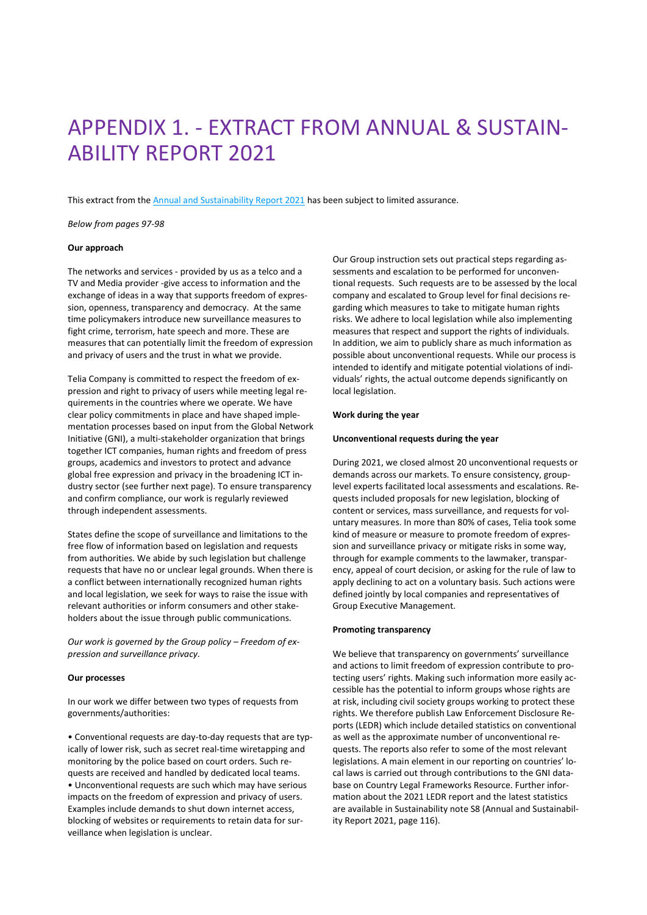# APPENDIX 1. - EXTRACT FROM ANNUAL & SUSTAINABILITY REPORT 2021

This extract from the Annual and Sustainability Report 2021 has been subject to limited assurance.

*Below from pages 97-98*

**Our approach**

The networks and services - provided by us as a telco and a TV and Media provider -give access to information and the exchange of ideas in a way that supports freedom of expression, openness, transparency and democracy. At the same time policymakers introduce new surveillance measures to fight crime, terrorism, hate speech and more. These are measures that can potentially limit the freedom of expression and privacy of users and the trust in what we provide.

Telia Company is committed to respect the freedom of expression and right to privacy of users while meeting legal requirements in the countries where we operate. We have clear policy commitments in place and have shaped implementation processes based on input from the Global Network Initiative (GNI), a multi-stakeholder organization that brings together ICT companies, human rights and freedom of press groups, academics and investors to protect and advance global free expression and privacy in the broadening ICT industry sector (see further next page). To ensure transparency and confirm compliance, our work is regularly reviewed through independent assessments.

States define the scope of surveillance and limitations to the free flow of information based on legislation and requests from authorities. We abide by such legislation but challenge requests that have no or unclear legal grounds. When there is a conflict between internationally recognized human rights and local legislation, we seek for ways to raise the issue with relevant authorities or inform consumers and other stakeholders about the issue through public communications.

*Our work is governed by the Group policy – Freedom of expression and surveillance privacy.*

**Our processes**

In our work we differ between two types of requests from governments/authorities:

- Conventional requests are day-to-day requests that are typically of lower risk, such as secret real-time wiretapping and monitoring by the police based on court orders. Such requests are received and handled by dedicated local teams.
- Unconventional requests are such which may have serious impacts on the freedom of expression and privacy of users. Examples include demands to shut down internet access, blocking of websites or requirements to retain data for surveillance when legislation is unclear.

Our Group instruction sets out practical steps regarding assessments and escalation to be performed for unconventional requests. Such requests are to be assessed by the local company and escalated to Group level for final decisions regarding which measures to take to mitigate human rights risks. We adhere to local legislation while also implementing measures that respect and support the rights of individuals. In addition, we aim to publicly share as much information as possible about unconventional requests. While our process is intended to identify and mitigate potential violations of individuals' rights, the actual outcome depends significantly on local legislation.

**Work during the year**

**Unconventional requests during the year**

During 2021, we closed almost 20 unconventional requests or demands across our markets. To ensure consistency, group-level experts facilitated local assessments and escalations. Requests included proposals for new legislation, blocking of content or services, mass surveillance, and requests for voluntary measures. In more than 80% of cases, Telia took some kind of measure or measure to promote freedom of expression and surveillance privacy or mitigate risks in some way, through for example comments to the lawmaker, transparency, appeal of court decision, or asking for the rule of law to apply declining to act on a voluntary basis. Such actions were defined jointly by local companies and representatives of Group Executive Management.

**Promoting transparency**

We believe that transparency on governments' surveillance and actions to limit freedom of expression contribute to protecting users' rights. Making such information more easily accessible has the potential to inform groups whose rights are at risk, including civil society groups working to protect these rights. We therefore publish Law Enforcement Disclosure Reports (LEDR) which include detailed statistics on conventional as well as the approximate number of unconventional requests. The reports also refer to some of the most relevant legislations. A main element in our reporting on countries' local laws is carried out through contributions to the GNI database on Country Legal Frameworks Resource. Further information about the 2021 LEDR report and the latest statistics are available in Sustainability note S8 (Annual and Sustainability Report 2021, page 116).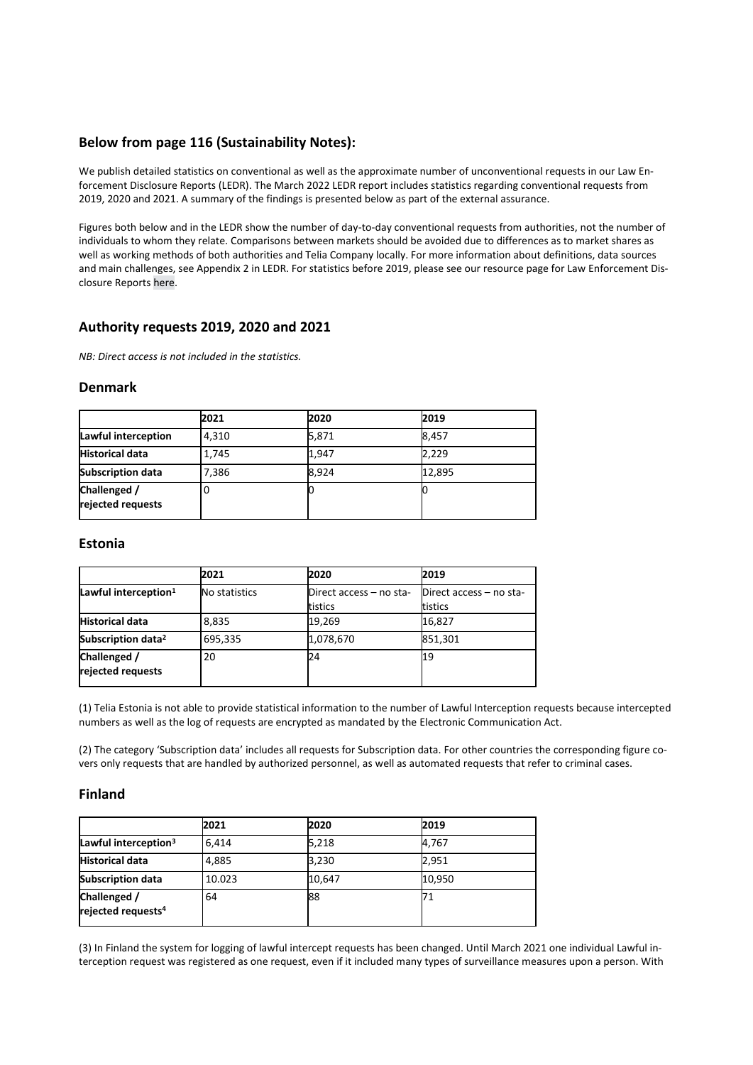## Below from page 116 (Sustainability Notes):

We publish detailed statistics on conventional as well as the approximate number of unconventional requests in our Law Enforcement Disclosure Reports (LEDR). The March 2022 LEDR report includes statistics regarding conventional requests from 2019, 2020 and 2021. A summary of the findings is presented below as part of the external assurance.

Figures both below and in the LEDR show the number of day-to-day conventional requests from authorities, not the number of individuals to whom they relate. Comparisons between markets should be avoided due to differences as to market shares as well as working methods of both authorities and Telia Company locally. For more information about definitions, data sources and main challenges, see Appendix 2 in LEDR. For statistics before 2019, please see our resource page for Law Enforcement Disclosure Reports here.

## Authority requests 2019, 2020 and 2021

*NB: Direct access is not included in the statistics.*

### Denmark

| | 2021 | 2020 | 2019 |
|---|---|---|---|
| **Lawful interception** | 4,310 | 5,871 | 8,457 |
| **Historical data** | 1,745 | 1,947 | 2,229 |
| **Subscription data** | 7,386 | 8,924 | 12,895 |
| **Challenged / rejected requests** | 0 | 0 | 0 |

### Estonia

| | 2021 | 2020 | 2019 |
|---|---|---|---|
| **Lawful interception[1]** | No statistics | Direct access – no statistics | Direct access – no statistics |
| **Historical data** | 8,835 | 19,269 | 16,827 |
| **Subscription data[2]** | 695,335 | 1,078,670 | 851,301 |
| **Challenged / rejected requests** | 20 | 24 | 19 |

(1) Telia Estonia is not able to provide statistical information to the number of Lawful Interception requests because intercepted numbers as well as the log of requests are encrypted as mandated by the Electronic Communication Act.

(2) The category 'Subscription data' includes all requests for Subscription data. For other countries the corresponding figure covers only requests that are handled by authorized personnel, as well as automated requests that refer to criminal cases.

### Finland

| | 2021 | 2020 | 2019 |
|---|---|---|---|
| **Lawful interception[3]** | 6,414 | 5,218 | 4,767 |
| **Historical data** | 4,885 | 3,230 | 2,951 |
| **Subscription data** | 10.023 | 10,647 | 10,950 |
| **Challenged / rejected requests[4]** | 64 | 88 | 71 |

(3) In Finland the system for logging of lawful intercept requests has been changed. Until March 2021 one individual Lawful interception request was registered as one request, even if it included many types of surveillance measures upon a person. With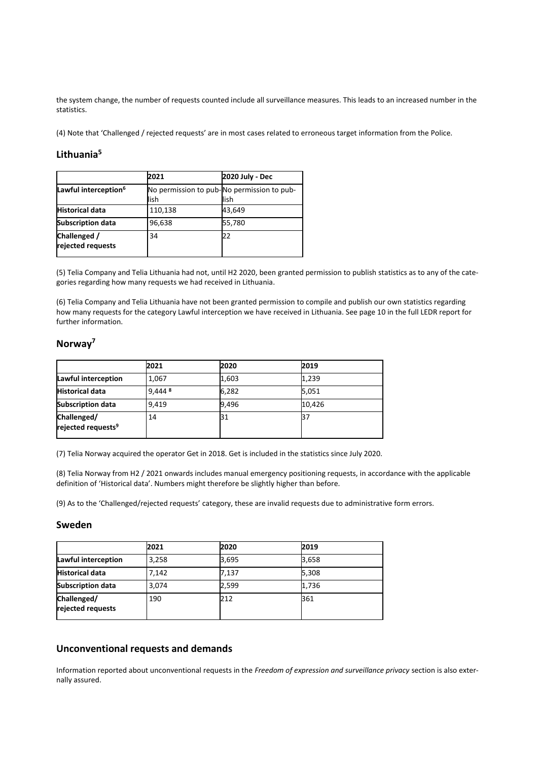the system change, the number of requests counted include all surveillance measures. This leads to an increased number in the statistics.

(4) Note that 'Challenged / rejected requests' are in most cases related to erroneous target information from the Police.

## Lithuania[5]

| | 2021 | 2020 July - Dec |
|---|---|---|
| **Lawful interception[6]** | No permission to publish | No permission to publish |
| **Historical data** | 110,138 | 43,649 |
| **Subscription data** | 96,638 | 55,780 |
| **Challenged / rejected requests** | 34 | 22 |

(5) Telia Company and Telia Lithuania had not, until H2 2020, been granted permission to publish statistics as to any of the categories regarding how many requests we had received in Lithuania.

(6) Telia Company and Telia Lithuania have not been granted permission to compile and publish our own statistics regarding how many requests for the category Lawful interception we have received in Lithuania. See page 10 in the full LEDR report for further information.

## Norway[7]

| | 2021 | 2020 | 2019 |
|---|---|---|---|
| **Lawful interception** | 1,067 | 1,603 | 1,239 |
| **Historical data** | 9,444 [8] | 6,282 | 5,051 |
| **Subscription data** | 9,419 | 9,496 | 10,426 |
| **Challenged/ rejected requests[9]** | 14 | 31 | 37 |

(7) Telia Norway acquired the operator Get in 2018. Get is included in the statistics since July 2020.

(8) Telia Norway from H2 / 2021 onwards includes manual emergency positioning requests, in accordance with the applicable definition of 'Historical data'. Numbers might therefore be slightly higher than before.

(9) As to the 'Challenged/rejected requests' category, these are invalid requests due to administrative form errors.

## Sweden

| | 2021 | 2020 | 2019 |
|---|---|---|---|
| **Lawful interception** | 3,258 | 3,695 | 3,658 |
| **Historical data** | 7,142 | 7,137 | 5,308 |
| **Subscription data** | 3,074 | 2,599 | 1,736 |
| **Challenged/ rejected requests** | 190 | 212 | 361 |

## Unconventional requests and demands

Information reported about unconventional requests in the *Freedom of expression and surveillance privacy* section is also externally assured.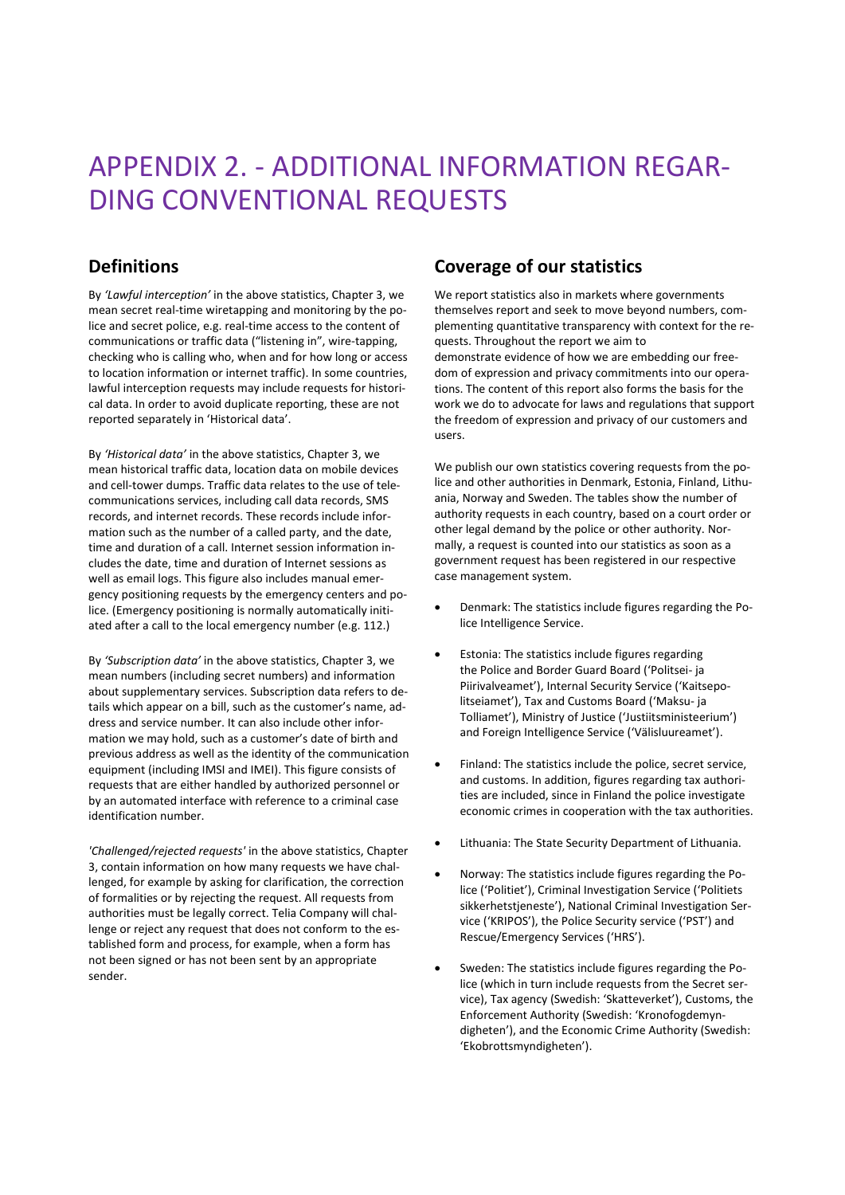# APPENDIX 2. - ADDITIONAL INFORMATION REGARDING CONVENTIONAL REQUESTS

## Definitions

By *'Lawful interception'* in the above statistics, Chapter 3, we mean secret real-time wiretapping and monitoring by the police and secret police, e.g. real-time access to the content of communications or traffic data ("listening in", wire-tapping, checking who is calling who, when and for how long or access to location information or internet traffic). In some countries, lawful interception requests may include requests for historical data. In order to avoid duplicate reporting, these are not reported separately in 'Historical data'.

By *'Historical data'* in the above statistics, Chapter 3, we mean historical traffic data, location data on mobile devices and cell-tower dumps. Traffic data relates to the use of telecommunications services, including call data records, SMS records, and internet records. These records include information such as the number of a called party, and the date, time and duration of a call. Internet session information includes the date, time and duration of Internet sessions as well as email logs. This figure also includes manual emergency positioning requests by the emergency centers and police. (Emergency positioning is normally automatically initiated after a call to the local emergency number (e.g. 112.)

By *'Subscription data'* in the above statistics, Chapter 3, we mean numbers (including secret numbers) and information about supplementary services. Subscription data refers to details which appear on a bill, such as the customer's name, address and service number. It can also include other information we may hold, such as a customer's date of birth and previous address as well as the identity of the communication equipment (including IMSI and IMEI). This figure consists of requests that are either handled by authorized personnel or by an automated interface with reference to a criminal case identification number.

*'Challenged/rejected requests'* in the above statistics, Chapter 3, contain information on how many requests we have challenged, for example by asking for clarification, the correction of formalities or by rejecting the request. All requests from authorities must be legally correct. Telia Company will challenge or reject any request that does not conform to the established form and process, for example, when a form has not been signed or has not been sent by an appropriate sender.

## Coverage of our statistics

We report statistics also in markets where governments themselves report and seek to move beyond numbers, complementing quantitative transparency with context for the requests. Throughout the report we aim to demonstrate evidence of how we are embedding our freedom of expression and privacy commitments into our operations. The content of this report also forms the basis for the work we do to advocate for laws and regulations that support the freedom of expression and privacy of our customers and users.

We publish our own statistics covering requests from the police and other authorities in Denmark, Estonia, Finland, Lithuania, Norway and Sweden. The tables show the number of authority requests in each country, based on a court order or other legal demand by the police or other authority. Normally, a request is counted into our statistics as soon as a government request has been registered in our respective case management system.

- Denmark: The statistics include figures regarding the Police Intelligence Service.
- Estonia: The statistics include figures regarding the Police and Border Guard Board ('Politsei- ja Piirivalveamet'), Internal Security Service ('Kaitsepolitseiamet'), Tax and Customs Board ('Maksu- ja Tolliamet'), Ministry of Justice ('Justiitsministeerium') and Foreign Intelligence Service ('Välisluureamet').
- Finland: The statistics include the police, secret service, and customs. In addition, figures regarding tax authorities are included, since in Finland the police investigate economic crimes in cooperation with the tax authorities.
- Lithuania: The State Security Department of Lithuania.
- Norway: The statistics include figures regarding the Police ('Politiet'), Criminal Investigation Service ('Politiets sikkerhetstjeneste'), National Criminal Investigation Service ('KRIPOS'), the Police Security service ('PST') and Rescue/Emergency Services ('HRS').
- Sweden: The statistics include figures regarding the Police (which in turn include requests from the Secret service), Tax agency (Swedish: 'Skatteverket'), Customs, the Enforcement Authority (Swedish: 'Kronofogdemyndigheten'), and the Economic Crime Authority (Swedish: 'Ekobrottsmyndigheten').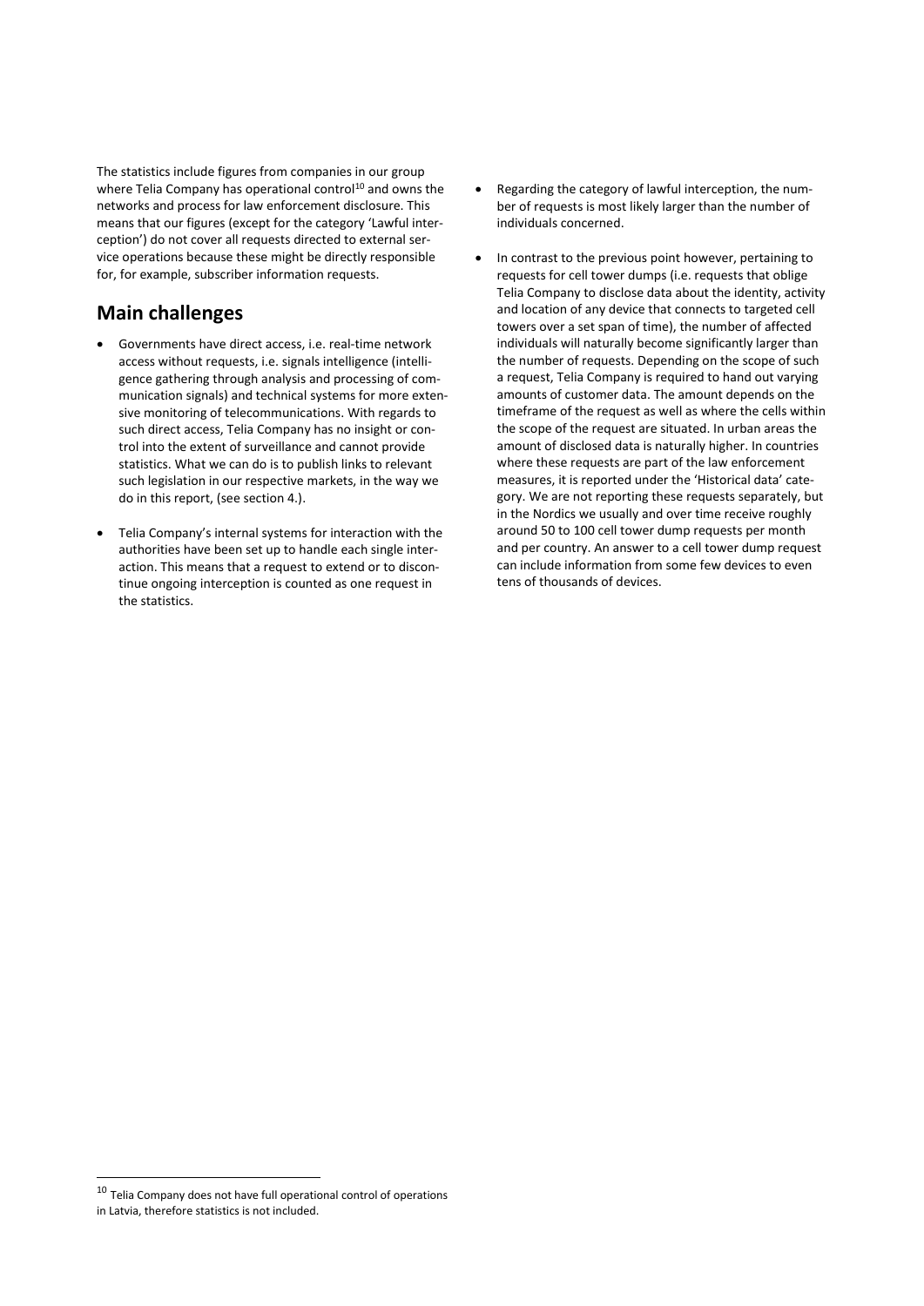The statistics include figures from companies in our group where Telia Company has operational control[10] and owns the networks and process for law enforcement disclosure. This means that our figures (except for the category 'Lawful interception') do not cover all requests directed to external service operations because these might be directly responsible for, for example, subscriber information requests.

## Main challenges

- Governments have direct access, i.e. real-time network access without requests, i.e. signals intelligence (intelligence gathering through analysis and processing of communication signals) and technical systems for more extensive monitoring of telecommunications. With regards to such direct access, Telia Company has no insight or control into the extent of surveillance and cannot provide statistics. What we can do is to publish links to relevant such legislation in our respective markets, in the way we do in this report, (see section 4.).
- Telia Company's internal systems for interaction with the authorities have been set up to handle each single interaction. This means that a request to extend or to discontinue ongoing interception is counted as one request in the statistics.
- Regarding the category of lawful interception, the number of requests is most likely larger than the number of individuals concerned.
- In contrast to the previous point however, pertaining to requests for cell tower dumps (i.e. requests that oblige Telia Company to disclose data about the identity, activity and location of any device that connects to targeted cell towers over a set span of time), the number of affected individuals will naturally become significantly larger than the number of requests. Depending on the scope of such a request, Telia Company is required to hand out varying amounts of customer data. The amount depends on the timeframe of the request as well as where the cells within the scope of the request are situated. In urban areas the amount of disclosed data is naturally higher. In countries where these requests are part of the law enforcement measures, it is reported under the 'Historical data' category. We are not reporting these requests separately, but in the Nordics we usually and over time receive roughly around 50 to 100 cell tower dump requests per month and per country. An answer to a cell tower dump request can include information from some few devices to even tens of thousands of devices.

[10] Telia Company does not have full operational control of operations in Latvia, therefore statistics is not included.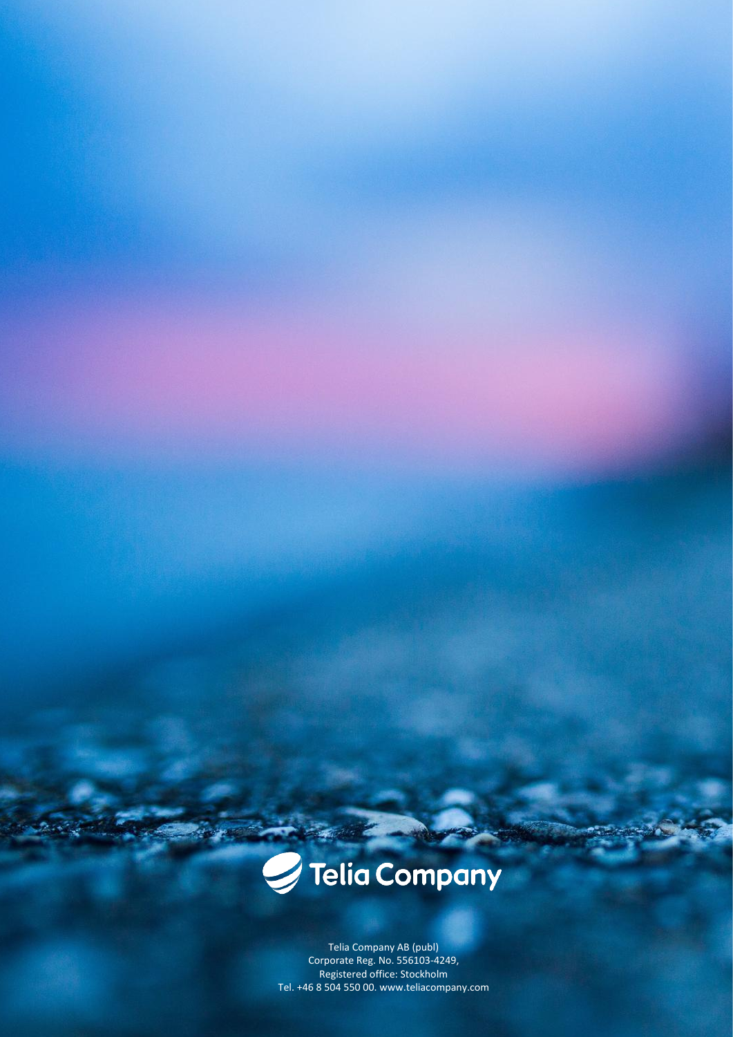Telia Company

Telia Company AB (publ)
Corporate Reg. No. 556103-4249,
Registered office: Stockholm
Tel. +46 8 504 550 00. www.teliacompany.com